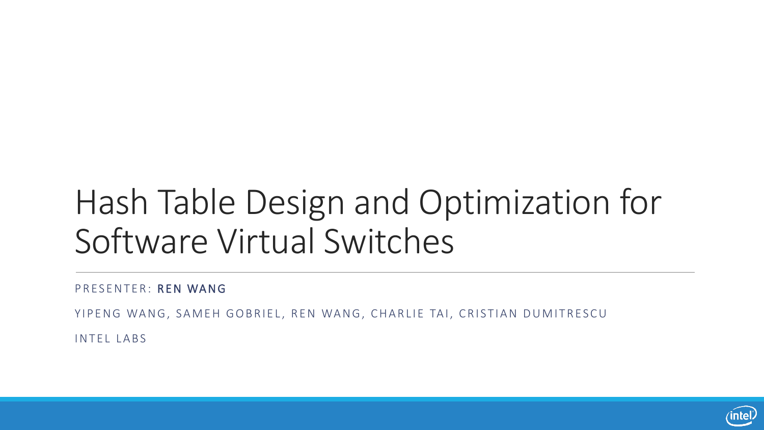# Hash Table Design and Optimization for Software Virtual Switches

PRESENTER: **REN WANG**

YIPENG WANG, SAMEH GOBRIEL, REN WANG, CHARLIE TAI, CRISTIAN DUMITRESCU

INTEL LABS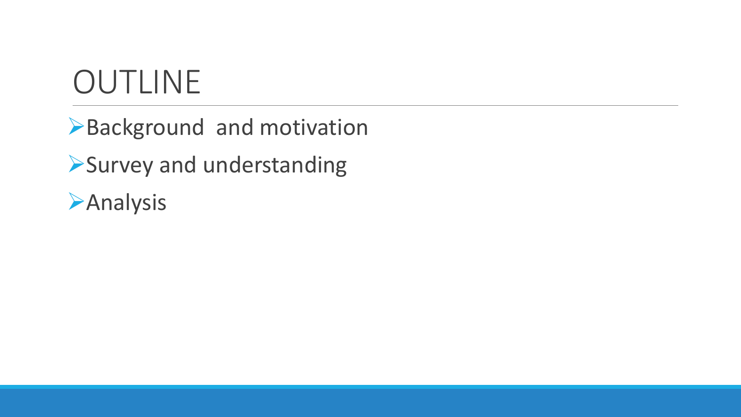# OUTLINE

- Background  and motivation
- Survey and understanding
- Analysis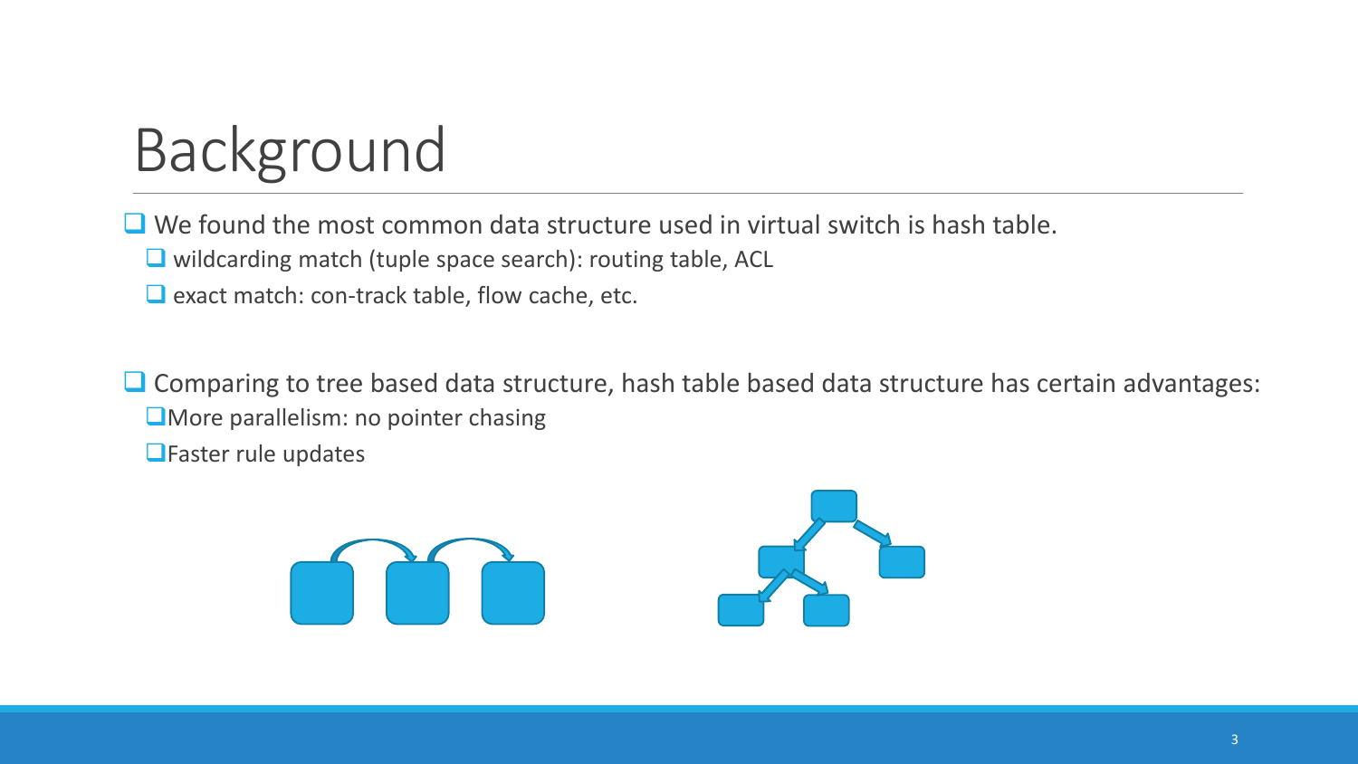# Background

- We found the most common data structure used in virtual switch is hash table.
  - wildcarding match (tuple space search): routing table, ACL
  - exact match: con-track table, flow cache, etc.

- Comparing to tree based data structure, hash table based data structure has certain advantages:
  - More parallelism: no pointer chasing
  - Faster rule updates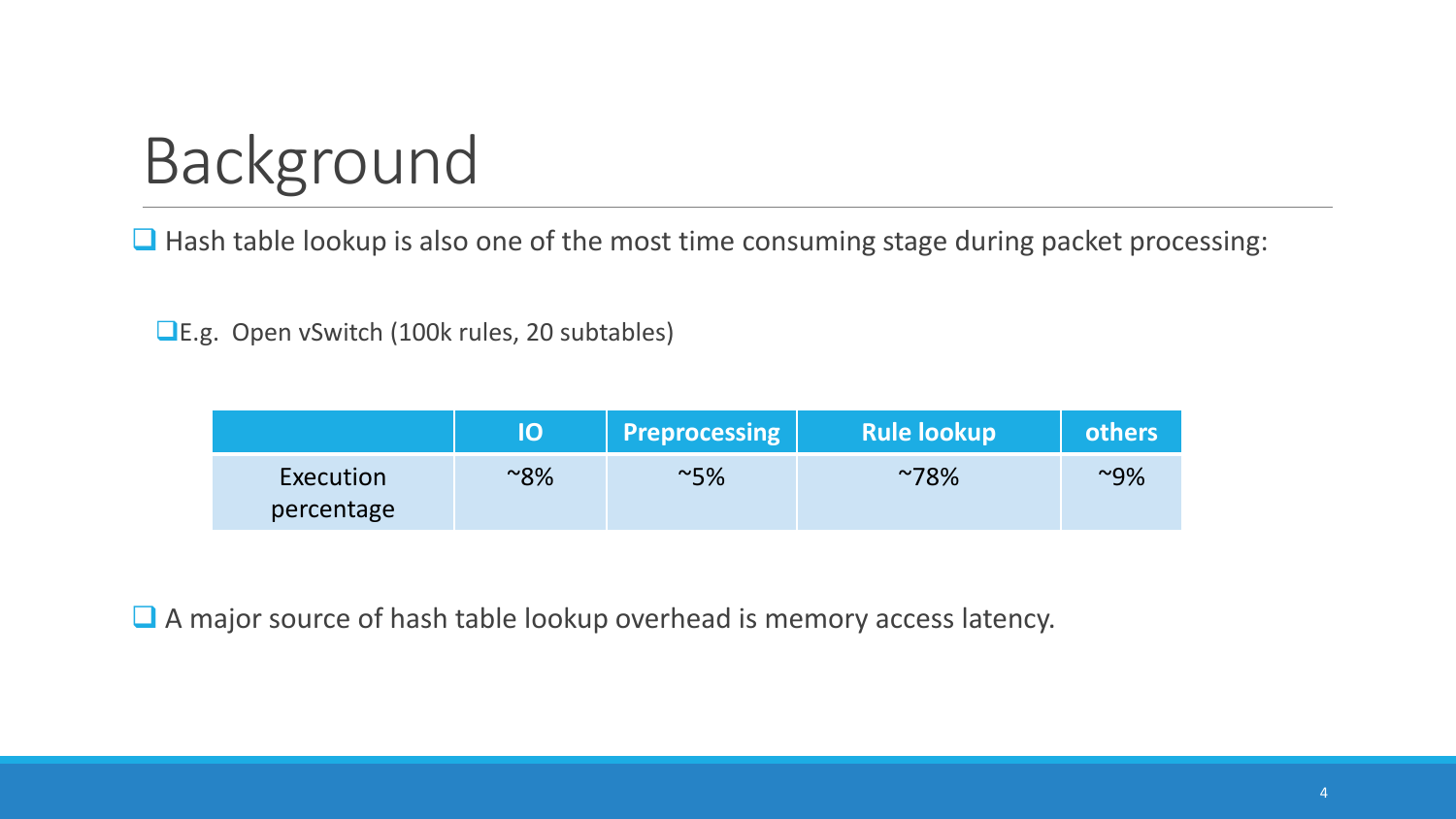# Background

- Hash table lookup is also one of the most time consuming stage during packet processing:
  - E.g. Open vSwitch (100k rules, 20 subtables)

| | IO | Preprocessing | Rule lookup | others |
|---|---|---|---|---|
| Execution percentage | ~8% | ~5% | ~78% | ~9% |

- A major source of hash table lookup overhead is memory access latency.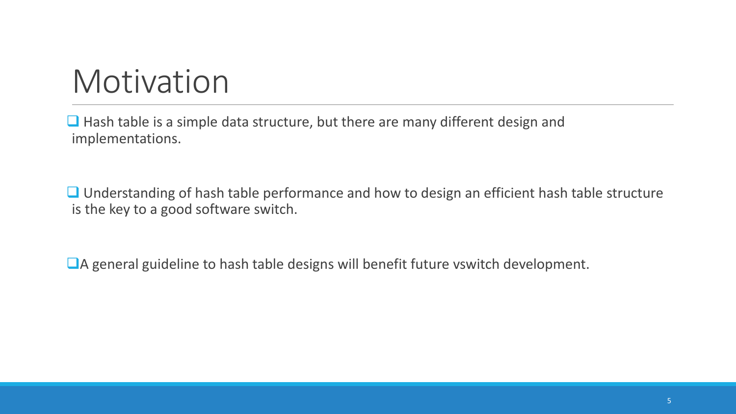# Motivation

- Hash table is a simple data structure, but there are many different design and implementations.
- Understanding of hash table performance and how to design an efficient hash table structure is the key to a good software switch.
- A general guideline to hash table designs will benefit future vswitch development.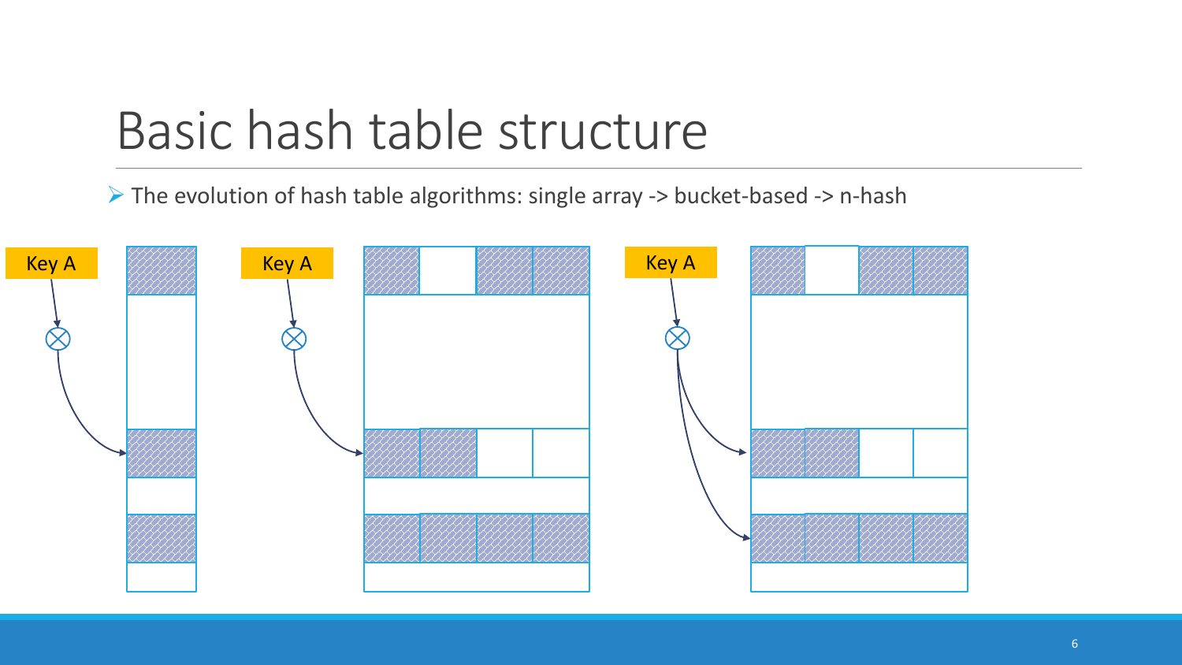# Basic hash table structure

- The evolution of hash table algorithms: single array -> bucket-based -> n-hash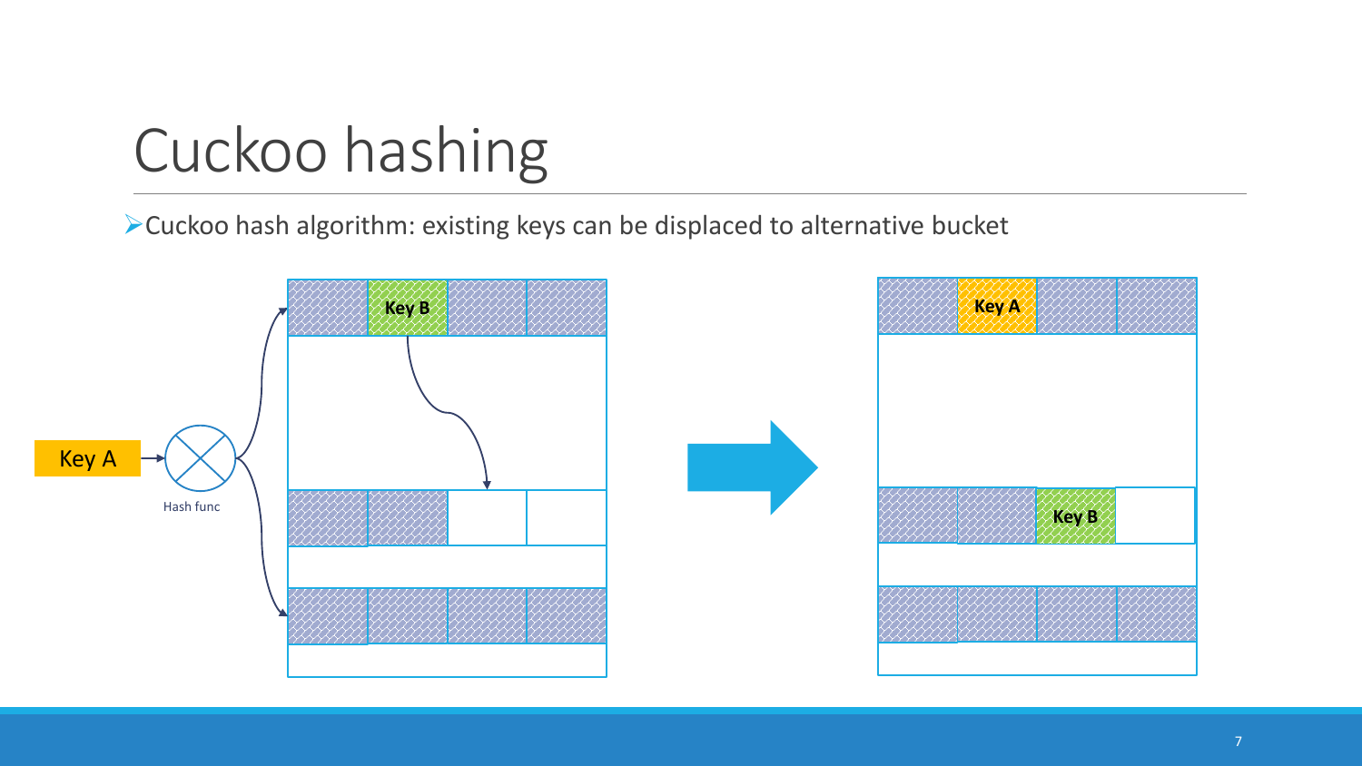# Cuckoo hashing

- Cuckoo hash algorithm: existing keys can be displaced to alternative bucket

Key A

Hash func

Key B

Key A

Key B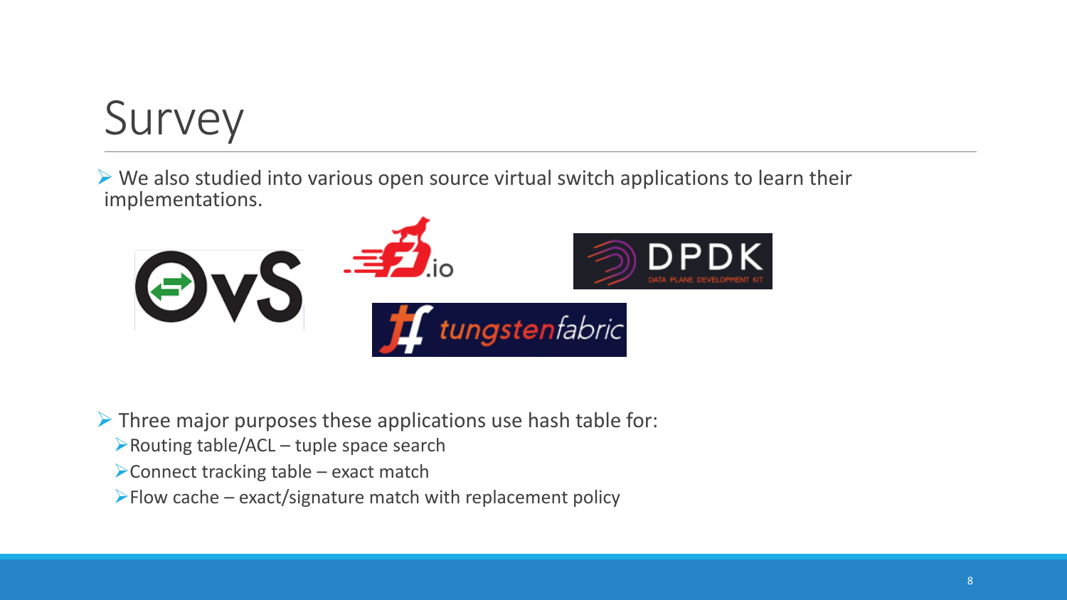# Survey

- We also studied into various open source virtual switch applications to learn their implementations.

- Three major purposes these applications use hash table for:
  - Routing table/ACL – tuple space search
  - Connect tracking table – exact match
  - Flow cache – exact/signature match with replacement policy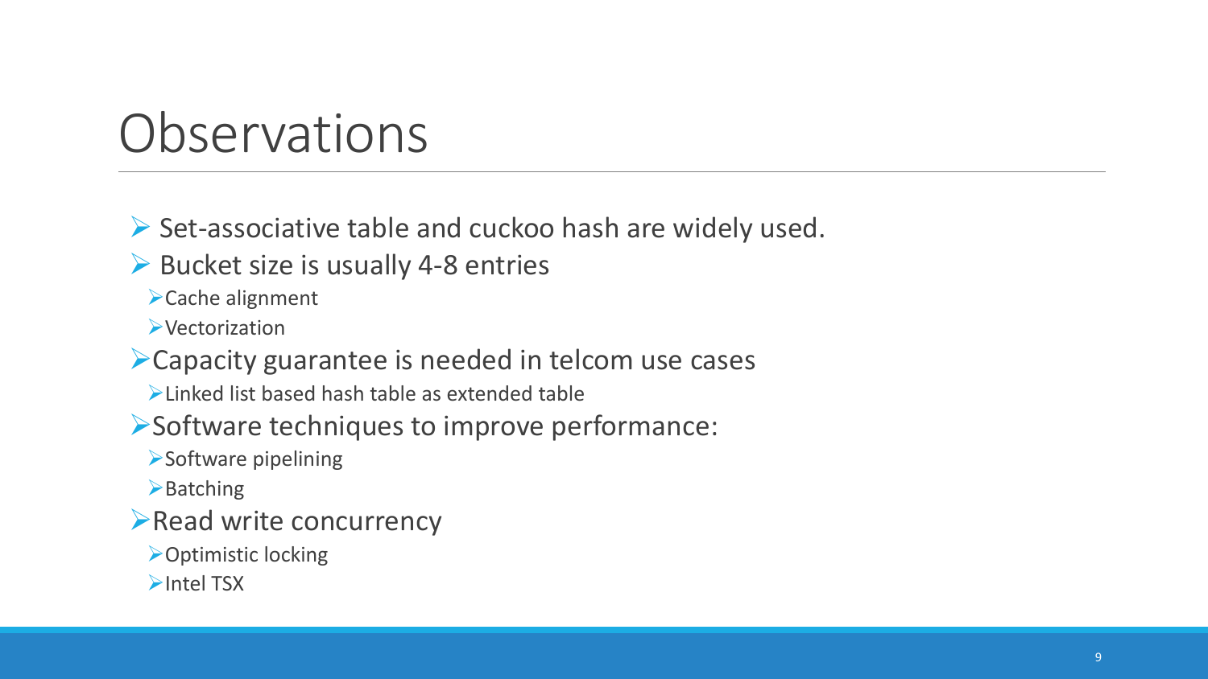# Observations

- Set-associative table and cuckoo hash are widely used.
- Bucket size is usually 4-8 entries
  - Cache alignment
  - Vectorization
- Capacity guarantee is needed in telcom use cases
  - Linked list based hash table as extended table
- Software techniques to improve performance:
  - Software pipelining
  - Batching
- Read write concurrency
  - Optimistic locking
  - Intel TSX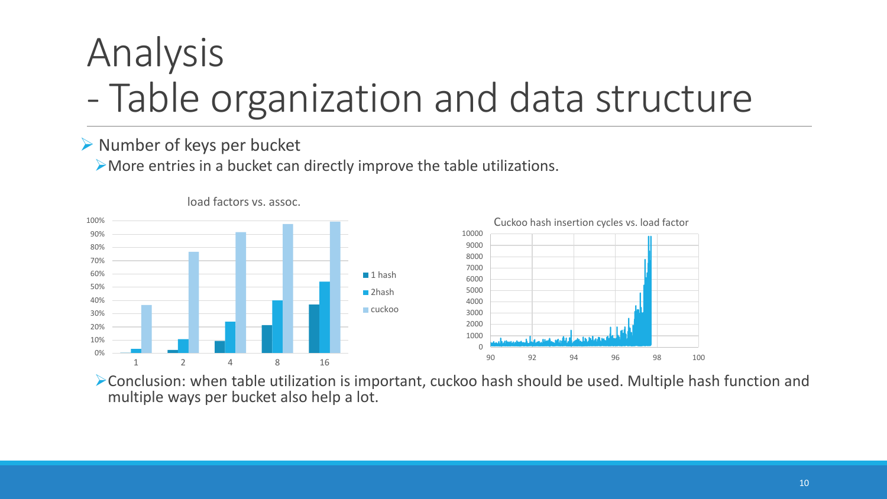# Analysis
# - Table organization and data structure

- Number of keys per bucket
  - More entries in a bucket can directly improve the table utilizations.

load factors vs. assoc.

Cuckoo hash insertion cycles vs. load factor

- Conclusion: when table utilization is important, cuckoo hash should be used. Multiple hash function and multiple ways per bucket also help a lot.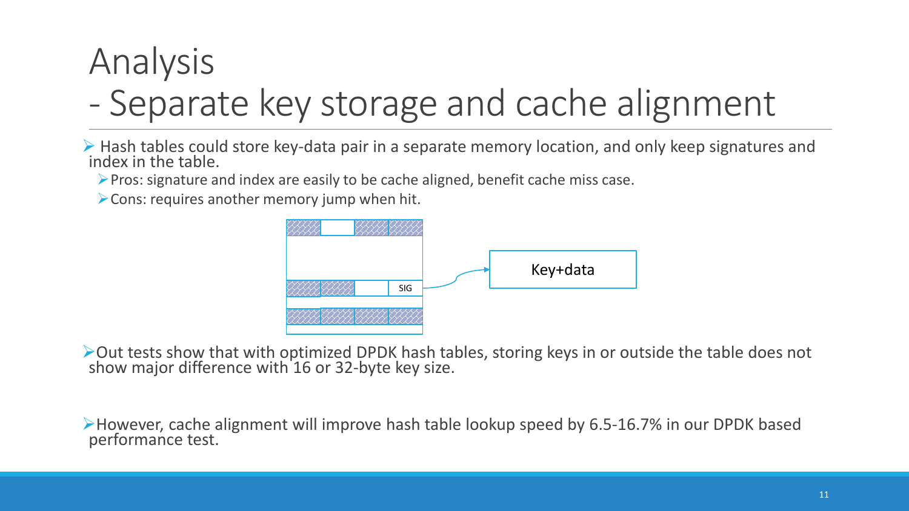# Analysis
# - Separate key storage and cache alignment

- Hash tables could store key-data pair in a separate memory location, and only keep signatures and index in the table.
  - Pros: signature and index are easily to be cache aligned, benefit cache miss case.
  - Cons: requires another memory jump when hit.

SIG

Key+data

- Out tests show that with optimized DPDK hash tables, storing keys in or outside the table does not show major difference with 16 or 32-byte key size.

- However, cache alignment will improve hash table lookup speed by 6.5-16.7% in our DPDK based performance test.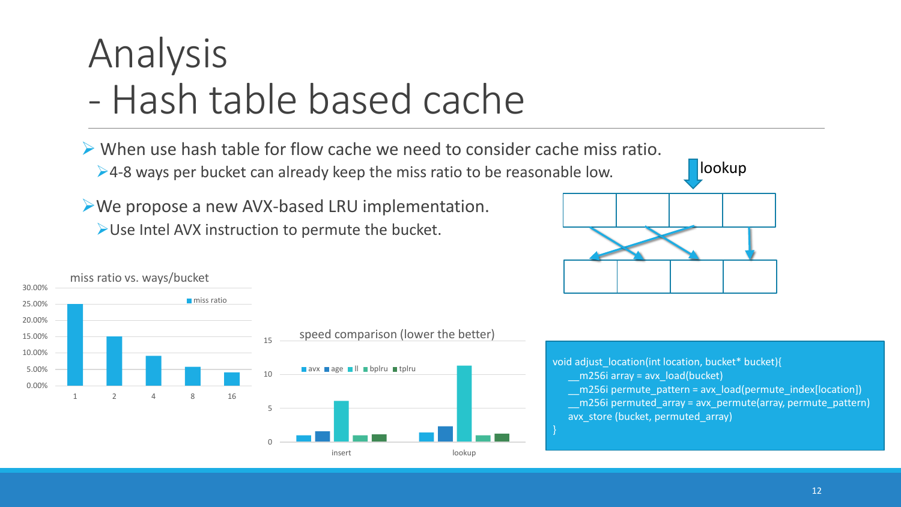# Analysis
# - Hash table based cache

- When use hash table for flow cache we need to consider cache miss ratio.
  - 4-8 ways per bucket can already keep the miss ratio to be reasonable low.
- We propose a new AVX-based LRU implementation.
  - Use Intel AVX instruction to permute the bucket.

lookup

miss ratio vs. ways/bucket

| ways/bucket | miss ratio |
|---|---|
| 1 | ~25% |
| 2 | ~15% |
| 4 | ~9% |
| 8 | ~5.5% |
| 16 | ~4% |

speed comparison (lower the better)

| | avx | age | ll | bplru | tplru |
|---|---|---|---|---|---|
| insert | ~1 | ~1.5 | ~6 | ~1 | ~1 |
| lookup | ~1.3 | ~2.2 | ~11.3 | ~1 | ~1.1 |

```
void adjust_location(int location, bucket* bucket){
    __m256i array = avx_load(bucket)
    __m256i permute_pattern = avx_load(permute_index[location])
    __m256i permuted_array = avx_permute(array, permute_pattern)
    avx_store (bucket, permuted_array)
}
```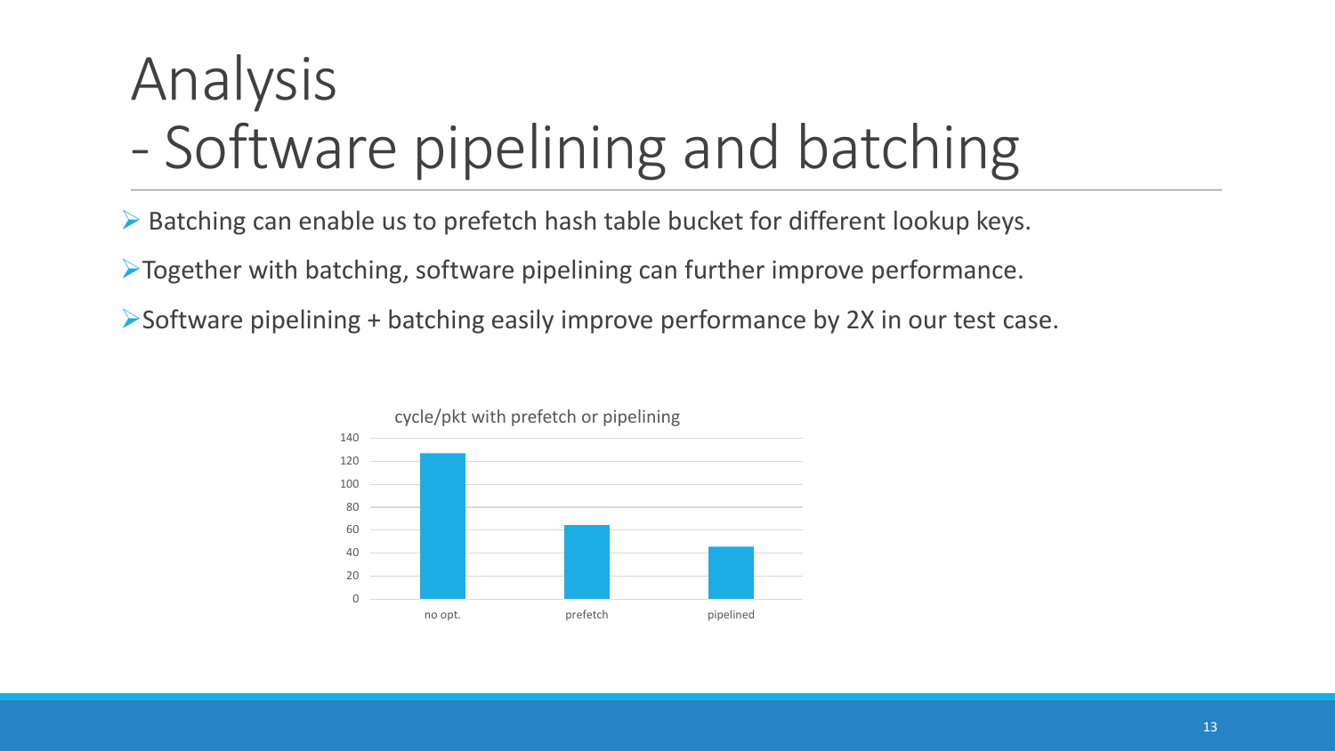# Analysis
# - Software pipelining and batching

- Batching can enable us to prefetch hash table bucket for different lookup keys.
- Together with batching, software pipelining can further improve performance.
- Software pipelining + batching easily improve performance by 2X in our test case.

cycle/pkt with prefetch or pipelining

| | no opt. | prefetch | pipelined |
|---|---|---|---|
| cycle/pkt | ~127 | ~64 | ~45 |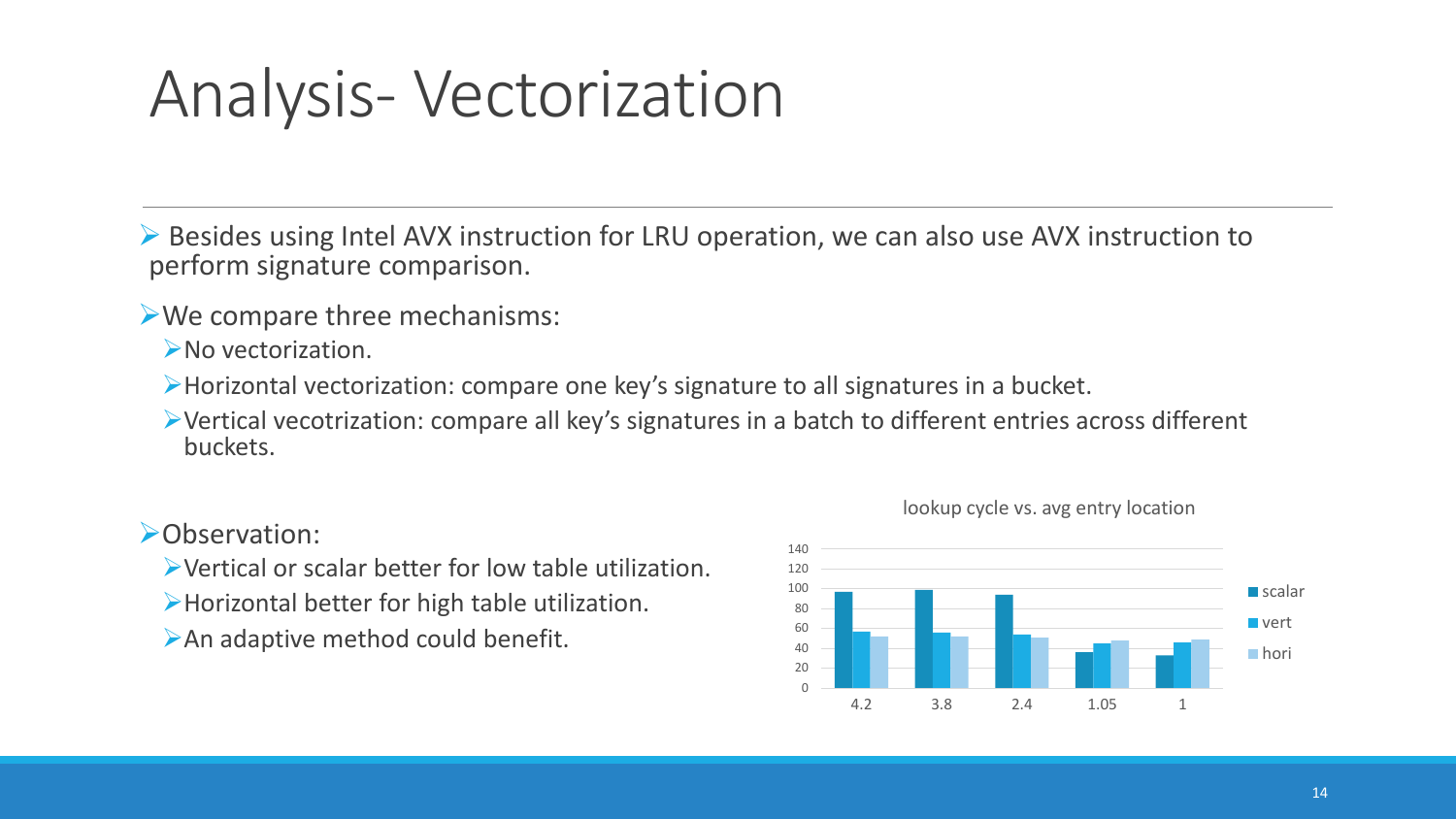# Analysis- Vectorization

- Besides using Intel AVX instruction for LRU operation, we can also use AVX instruction to perform signature comparison.
- We compare three mechanisms:
  - No vectorization.
  - Horizontal vectorization: compare one key's signature to all signatures in a bucket.
  - Vertical vecotrization: compare all key's signatures in a batch to different entries across different buckets.
- Observation:
  - Vertical or scalar better for low table utilization.
  - Horizontal better for high table utilization.
  - An adaptive method could benefit.

lookup cycle vs. avg entry location

| avg entry location | scalar | vert | hori |
| --- | --- | --- | --- |
| 4.2 | ~97 | ~57 | ~52 |
| 3.8 | ~99 | ~56 | ~52 |
| 2.4 | ~94 | ~54 | ~51 |
| 1.05 | ~36 | ~45 | ~48 |
| 1 | ~33 | ~46 | ~49 |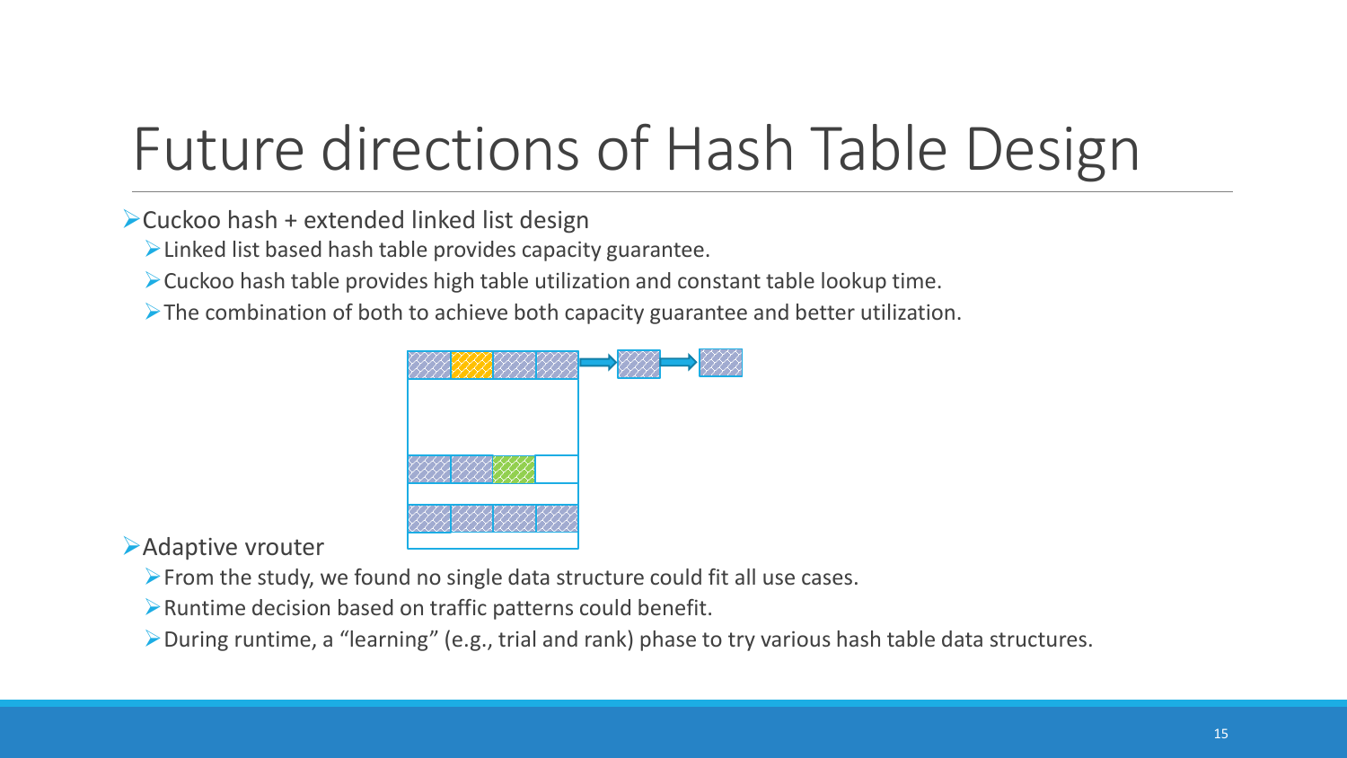# Future directions of Hash Table Design

- Cuckoo hash + extended linked list design
  - Linked list based hash table provides capacity guarantee.
  - Cuckoo hash table provides high table utilization and constant table lookup time.
  - The combination of both to achieve both capacity guarantee and better utilization.
- Adaptive vrouter
  - From the study, we found no single data structure could fit all use cases.
  - Runtime decision based on traffic patterns could benefit.
  - During runtime, a “learning” (e.g., trial and rank) phase to try various hash table data structures.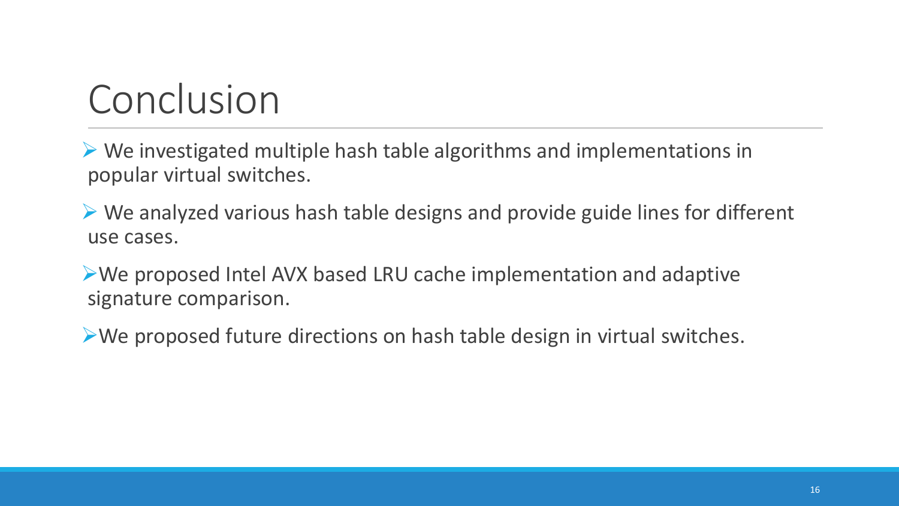# Conclusion

- We investigated multiple hash table algorithms and implementations in popular virtual switches.
- We analyzed various hash table designs and provide guide lines for different use cases.
- We proposed Intel AVX based LRU cache implementation and adaptive signature comparison.
- We proposed future directions on hash table design in virtual switches.